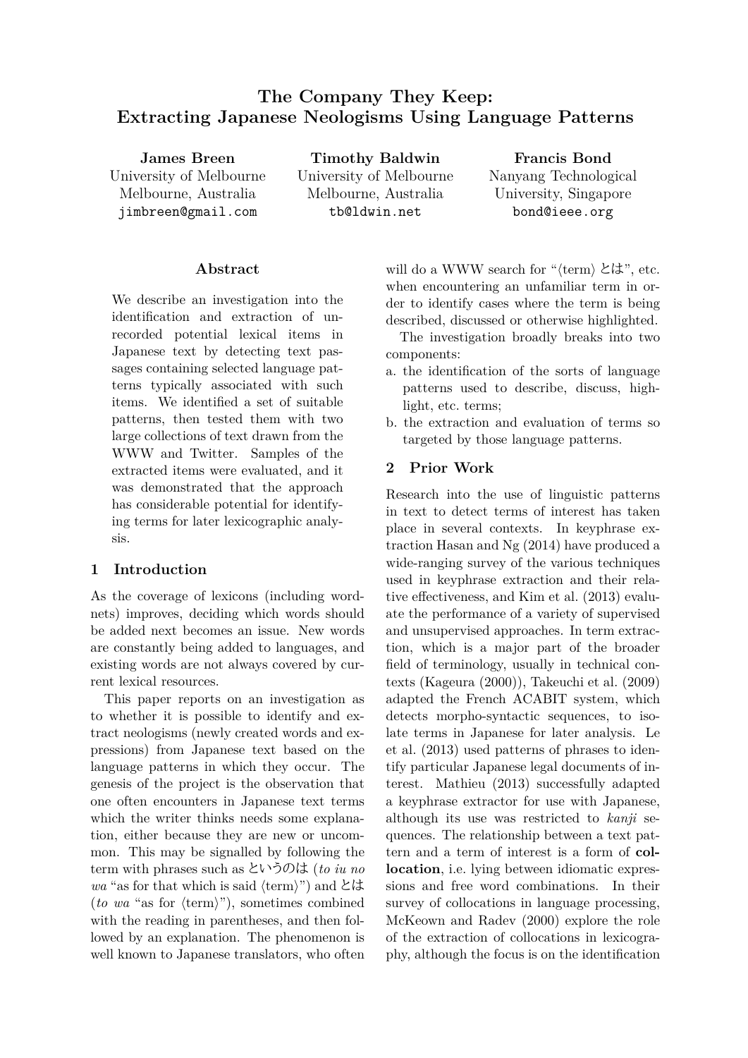# The Company They Keep: Extracting Japanese Neologisms Using Language Patterns

**James Breen**
University of Melbourne
Melbourne, Australia
jimbreen@gmail.com

**Timothy Baldwin**
University of Melbourne
Melbourne, Australia
tb@ldwin.net

**Francis Bond**
Nanyang Technological University, Singapore
bond@ieee.org

## Abstract

We describe an investigation into the identification and extraction of unrecorded potential lexical items in Japanese text by detecting text passages containing selected language patterns typically associated with such items. We identified a set of suitable patterns, then tested them with two large collections of text drawn from the WWW and Twitter. Samples of the extracted items were evaluated, and it was demonstrated that the approach has considerable potential for identifying terms for later lexicographic analysis.

## 1 Introduction

As the coverage of lexicons (including wordnets) improves, deciding which words should be added next becomes an issue. New words are constantly being added to languages, and existing words are not always covered by current lexical resources.

This paper reports on an investigation as to whether it is possible to identify and extract neologisms (newly created words and expressions) from Japanese text based on the language patterns in which they occur. The genesis of the project is the observation that one often encounters in Japanese text terms which the writer thinks needs some explanation, either because they are new or uncommon. This may be signalled by following the term with phrases such as というのは (*to iu no wa* "as for that which is said ⟨term⟩") and とは (*to wa* "as for ⟨term⟩"), sometimes combined with the reading in parentheses, and then followed by an explanation. The phenomenon is well known to Japanese translators, who often will do a WWW search for "⟨term⟩ とは", etc. when encountering an unfamiliar term in order to identify cases where the term is being described, discussed or otherwise highlighted.

The investigation broadly breaks into two components:

a. the identification of the sorts of language patterns used to describe, discuss, highlight, etc. terms;
b. the extraction and evaluation of terms so targeted by those language patterns.

## 2 Prior Work

Research into the use of linguistic patterns in text to detect terms of interest has taken place in several contexts. In keyphrase extraction Hasan and Ng (2014) have produced a wide-ranging survey of the various techniques used in keyphrase extraction and their relative effectiveness, and Kim et al. (2013) evaluate the performance of a variety of supervised and unsupervised approaches. In term extraction, which is a major part of the broader field of terminology, usually in technical contexts (Kageura (2000)), Takeuchi et al. (2009) adapted the French ACABIT system, which detects morpho-syntactic sequences, to isolate terms in Japanese for later analysis. Le et al. (2013) used patterns of phrases to identify particular Japanese legal documents of interest. Mathieu (2013) successfully adapted a keyphrase extractor for use with Japanese, although its use was restricted to *kanji* sequences. The relationship between a text pattern and a term of interest is a form of **collocation**, i.e. lying between idiomatic expressions and free word combinations. In their survey of collocations in language processing, McKeown and Radev (2000) explore the role of the extraction of collocations in lexicography, although the focus is on the identification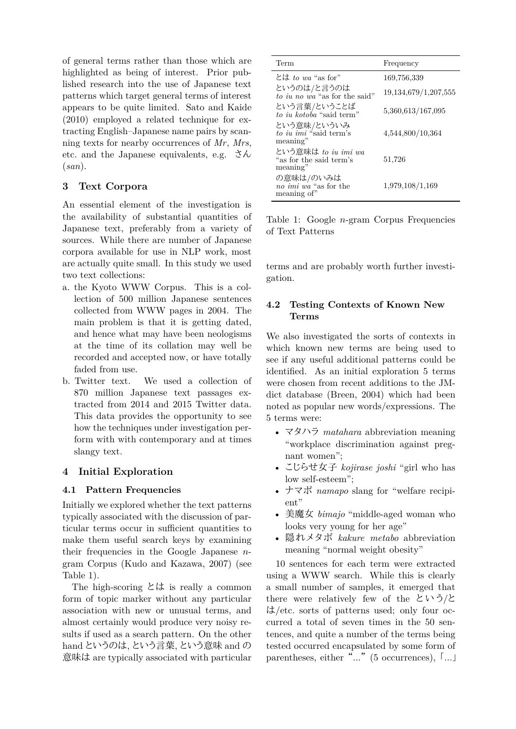of general terms rather than those which are highlighted as being of interest. Prior published research into the use of Japanese text patterns which target general terms of interest appears to be quite limited. Sato and Kaide (2010) employed a related technique for extracting English–Japanese name pairs by scanning texts for nearby occurrences of *Mr*, *Mrs*, etc. and the Japanese equivalents, e.g. さん (*san*).

## 3 Text Corpora

An essential element of the investigation is the availability of substantial quantities of Japanese text, preferably from a variety of sources. While there are number of Japanese corpora available for use in NLP work, most are actually quite small. In this study we used two text collections:

a. the Kyoto WWW Corpus. This is a collection of 500 million Japanese sentences collected from WWW pages in 2004. The main problem is that it is getting dated, and hence what may have been neologisms at the time of its collation may well be recorded and accepted now, or have totally faded from use.

b. Twitter text. We used a collection of 870 million Japanese text passages extracted from 2014 and 2015 Twitter data. This data provides the opportunity to see how the techniques under investigation perform with with contemporary and at times slangy text.

## 4 Initial Exploration

### 4.1 Pattern Frequencies

Initially we explored whether the text patterns typically associated with the discussion of particular terms occur in sufficient quantities to make them useful search keys by examining their frequencies in the Google Japanese *n*-gram Corpus (Kudo and Kazawa, 2007) (see Table 1).

| Term | Frequency |
|---|---|
| とは *to wa* "as for" | 169,756,339 |
| というのは/と言うのは *to iu no wa* "as for the said" | 19,134,679/1,207,555 |
| という言葉/ということば *to iu kotoba* "said term" | 5,360,613/167,095 |
| という意味/といういみ *to iu imi* "said term's meaning" | 4,544,800/10,364 |
| という意味は *to iu imi wa* "as for the said term's meaning" | 51,726 |
| の意味は/のいみは *no imi wa* "as for the meaning of" | 1,979,108/1,169 |

Table 1: Google *n*-gram Corpus Frequencies of Text Patterns

The high-scoring とは is really a common form of topic marker without any particular association with new or unusual terms, and almost certainly would produce very noisy results if used as a search pattern. On the other hand というのは, という言葉, という意味 and の意味は are typically associated with particular terms and are probably worth further investigation.

### 4.2 Testing Contexts of Known New Terms

We also investigated the sorts of contexts in which known new terms are being used to see if any useful additional patterns could be identified. As an initial exploration 5 terms were chosen from recent additions to the JMdict database (Breen, 2004) which had been noted as popular new words/expressions. The 5 terms were:

- マタハラ *matahara* abbreviation meaning "workplace discrimination against pregnant women";
- こじらせ女子 *kojirase joshi* "girl who has low self-esteem";
- ナマポ *namapo* slang for "welfare recipient"
- 美魔女 *bimajo* "middle-aged woman who looks very young for her age"
- 隠れメタボ *kakure metabo* abbreviation meaning "normal weight obesity"

10 sentences for each term were extracted using a WWW search. While this is clearly a small number of samples, it emerged that there were relatively few of the という/とは/etc. sorts of patterns used; only four occurred a total of seven times in the 50 sentences, and quite a number of the terms being tested occurred encapsulated by some form of parentheses, either "..." (5 occurrences), 「...」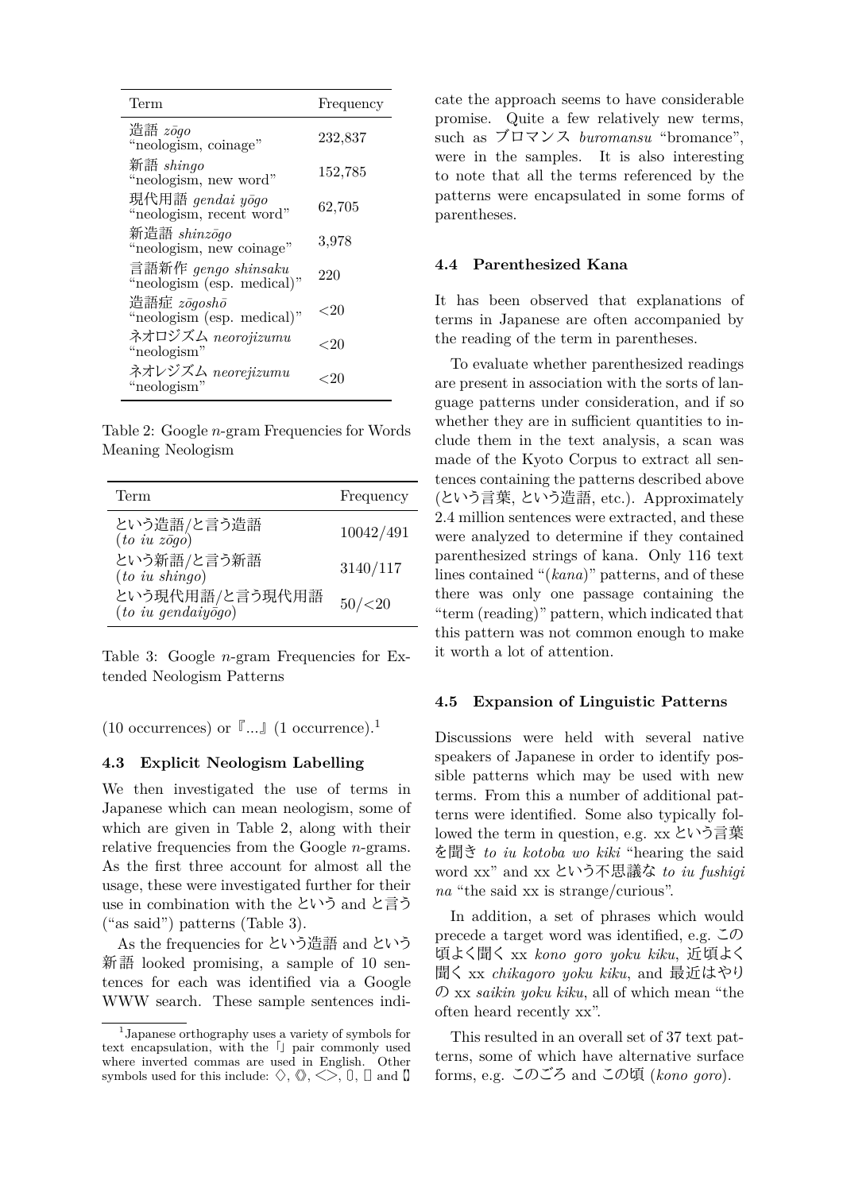| Term | Frequency |
|---|---|
| 造語 *zōgo* "neologism, coinage" | 232,837 |
| 新語 *shingo* "neologism, new word" | 152,785 |
| 現代用語 *gendai yōgo* "neologism, recent word" | 62,705 |
| 新造語 *shinzōgo* "neologism, new coinage" | 3,978 |
| 言語新作 *gengo shinsaku* "neologism (esp. medical)" | 220 |
| 造語症 *zōgoshō* "neologism (esp. medical)" | <20 |
| ネオロジズム *neorojizumu* "neologism" | <20 |
| ネオレジズム *neorejizumu* "neologism" | <20 |

Table 2: Google *n*-gram Frequencies for Words Meaning Neologism

| Term | Frequency |
|---|---|
| という造語/と言う造語 (*to iu zōgo*) | 10042/491 |
| という新語/と言う新語 (*to iu shingo*) | 3140/117 |
| という現代用語/と言う現代用語 (*to iu gendaiyōgo*) | 50/<20 |

Table 3: Google *n*-gram Frequencies for Extended Neologism Patterns

(10 occurrences) or 『...』 (1 occurrence).[1]

### 4.3 Explicit Neologism Labelling

We then investigated the use of terms in Japanese which can mean neologism, some of which are given in Table 2, along with their relative frequencies from the Google *n*-grams. As the first three account for almost all the usage, these were investigated further for their use in combination with the という and と言う ("as said") patterns (Table 3).

As the frequencies for という造語 and という新語 looked promising, a sample of 10 sentences for each was identified via a Google WWW search. These sample sentences indicate the approach seems to have considerable promise. Quite a few relatively new terms, such as ブロマンス *buromansu* "bromance", were in the samples. It is also interesting to note that all the terms referenced by the patterns were encapsulated in some forms of parentheses.

### 4.4 Parenthesized Kana

It has been observed that explanations of terms in Japanese are often accompanied by the reading of the term in parentheses.

To evaluate whether parenthesized readings are present in association with the sorts of language patterns under consideration, and if so whether they are in sufficient quantities to include them in the text analysis, a scan was made of the Kyoto Corpus to extract all sentences containing the patterns described above (という言葉, という造語, etc.). Approximately 2.4 million sentences were extracted, and these were analyzed to determine if they contained parenthesized strings of kana. Only 116 text lines contained "(*kana*)" patterns, and of these there was only one passage containing the "term (reading)" pattern, which indicated that this pattern was not common enough to make it worth a lot of attention.

### 4.5 Expansion of Linguistic Patterns

Discussions were held with several native speakers of Japanese in order to identify possible patterns which may be used with new terms. From this a number of additional patterns were identified. Some also typically followed the term in question, e.g. xx という言葉を聞き *to iu kotoba wo kiki* "hearing the said word xx" and xx という不思議な *to iu fushigi na* "the said xx is strange/curious".

In addition, a set of phrases which would precede a target word was identified, e.g. この頃よく聞く xx *kono goro yoku kiku*, 近頃よく聞く xx *chikagoro yoku kiku*, and 最近はやりの xx *saikin yoku kiku*, all of which mean "the often heard recently xx".

This resulted in an overall set of 37 text patterns, some of which have alternative surface forms, e.g. このごろ and この頃 (*kono goro*).

[1] Japanese orthography uses a variety of symbols for text encapsulation, with the 「」 pair commonly used where inverted commas are used in English. Other symbols used for this include: ◇, 《》, <>, 〔〕, 【】 and 〖〗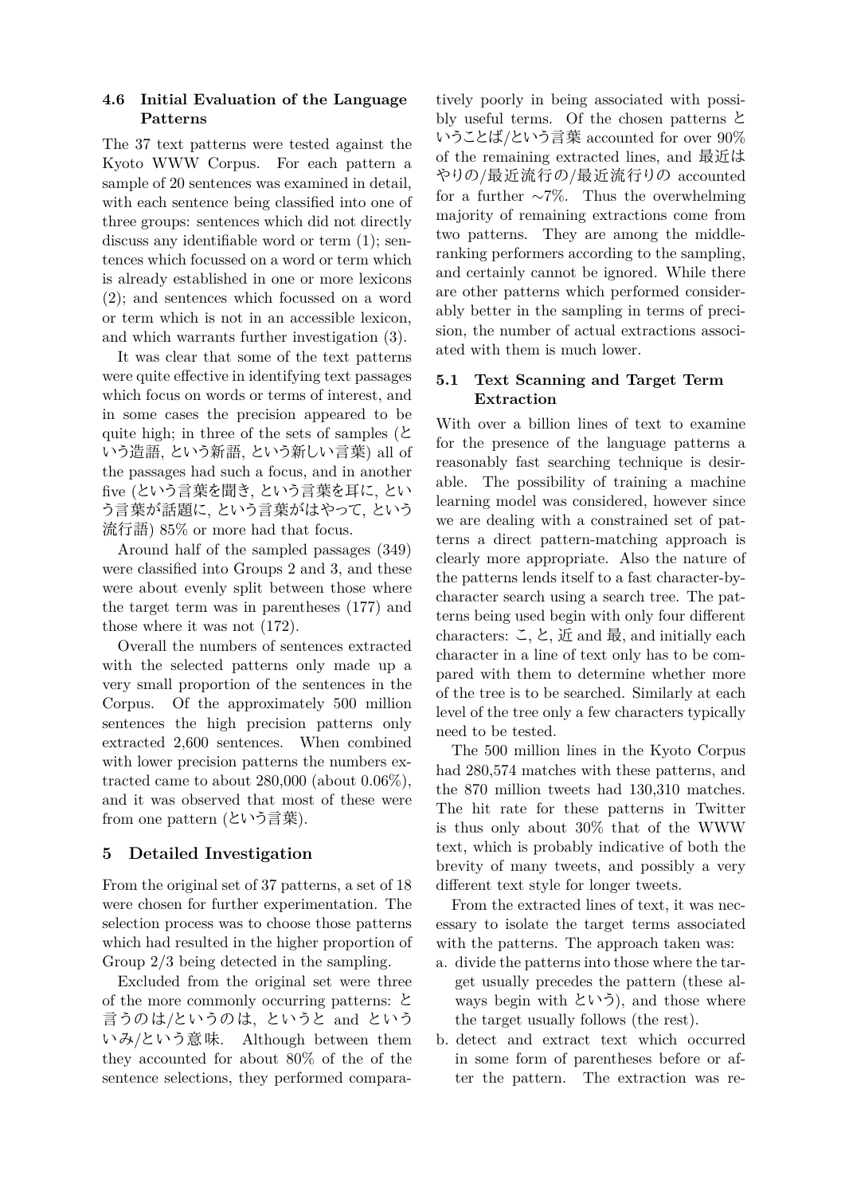### 4.6 Initial Evaluation of the Language Patterns

The 37 text patterns were tested against the Kyoto WWW Corpus. For each pattern a sample of 20 sentences was examined in detail, with each sentence being classified into one of three groups: sentences which did not directly discuss any identifiable word or term (1); sentences which focussed on a word or term which is already established in one or more lexicons (2); and sentences which focussed on a word or term which is not in an accessible lexicon, and which warrants further investigation (3).

It was clear that some of the text patterns were quite effective in identifying text passages which focus on words or terms of interest, and in some cases the precision appeared to be quite high; in three of the sets of samples (という造語, という新語, という新しい言葉) all of the passages had such a focus, and in another five (という言葉を聞き, という言葉を耳に, という言葉が話題に, という言葉がはやって, という流行語) 85% or more had that focus.

Around half of the sampled passages (349) were classified into Groups 2 and 3, and these were about evenly split between those where the target term was in parentheses (177) and those where it was not (172).

Overall the numbers of sentences extracted with the selected patterns only made up a very small proportion of the sentences in the Corpus. Of the approximately 500 million sentences the high precision patterns only extracted 2,600 sentences. When combined with lower precision patterns the numbers extracted came to about 280,000 (about 0.06%), and it was observed that most of these were from one pattern (という言葉).

## 5 Detailed Investigation

From the original set of 37 patterns, a set of 18 were chosen for further experimentation. The selection process was to choose those patterns which had resulted in the higher proportion of Group 2/3 being detected in the sampling.

Excluded from the original set were three of the more commonly occurring patterns: と言うのは/というのは, というと and というい み/という意味. Although between them they accounted for about 80% of the of the sentence selections, they performed comparatively poorly in being associated with possibly useful terms. Of the chosen patterns ということば/という言葉 accounted for over 90% of the remaining extracted lines, and 最近はやりの/最近流行の/最近流行りの accounted for a further ~7%. Thus the overwhelming majority of remaining extractions come from two patterns. They are among the middle-ranking performers according to the sampling, and certainly cannot be ignored. While there are other patterns which performed considerably better in the sampling in terms of precision, the number of actual extractions associated with them is much lower.

### 5.1 Text Scanning and Target Term Extraction

With over a billion lines of text to examine for the presence of the language patterns a reasonably fast searching technique is desirable. The possibility of training a machine learning model was considered, however since we are dealing with a constrained set of patterns a direct pattern-matching approach is clearly more appropriate. Also the nature of the patterns lends itself to a fast character-by-character search using a search tree. The patterns being used begin with only four different characters: こ, と, 近 and 最, and initially each character in a line of text only has to be compared with them to determine whether more of the tree is to be searched. Similarly at each level of the tree only a few characters typically need to be tested.

The 500 million lines in the Kyoto Corpus had 280,574 matches with these patterns, and the 870 million tweets had 130,310 matches. The hit rate for these patterns in Twitter is thus only about 30% that of the WWW text, which is probably indicative of both the brevity of many tweets, and possibly a very different text style for longer tweets.

From the extracted lines of text, it was necessary to isolate the target terms associated with the patterns. The approach taken was:

a. divide the patterns into those where the target usually precedes the pattern (these always begin with という), and those where the target usually follows (the rest).
b. detect and extract text which occurred in some form of parentheses before or after the pattern. The extraction was re-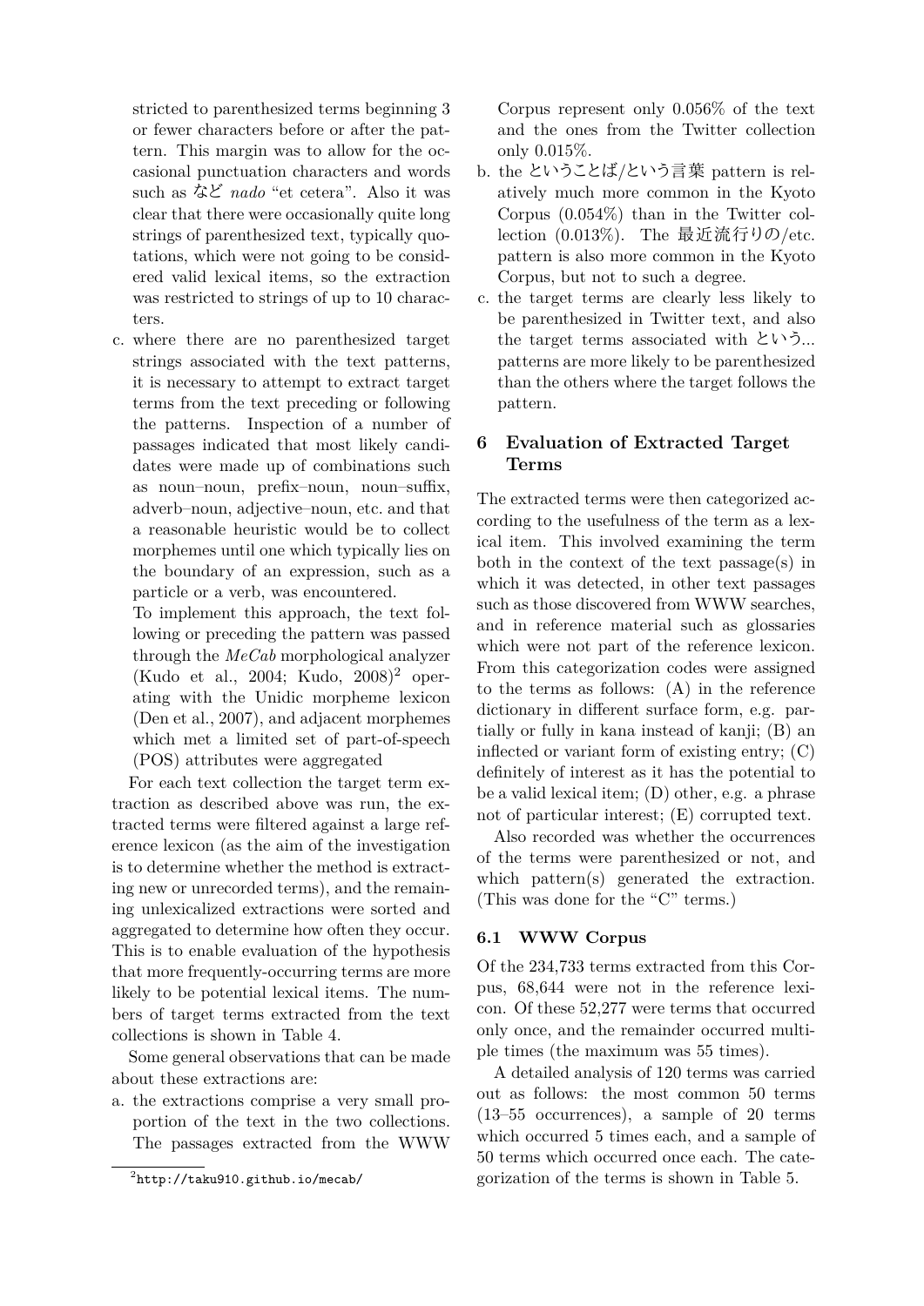stricted to parenthesized terms beginning 3 or fewer characters before or after the pattern. This margin was to allow for the occasional punctuation characters and words such as など *nado* "et cetera". Also it was clear that there were occasionally quite long strings of parenthesized text, typically quotations, which were not going to be considered valid lexical items, so the extraction was restricted to strings of up to 10 characters.

c. where there are no parenthesized target strings associated with the text patterns, it is necessary to attempt to extract target terms from the text preceding or following the patterns. Inspection of a number of passages indicated that most likely candidates were made up of combinations such as noun–noun, prefix–noun, noun–suffix, adverb–noun, adjective–noun, etc. and that a reasonable heuristic would be to collect morphemes until one which typically lies on the boundary of an expression, such as a particle or a verb, was encountered.

   To implement this approach, the text following or preceding the pattern was passed through the *MeCab* morphological analyzer (Kudo et al., 2004; Kudo, 2008)[2] operating with the Unidic morpheme lexicon (Den et al., 2007), and adjacent morphemes which met a limited set of part-of-speech (POS) attributes were aggregated

For each text collection the target term extraction as described above was run, the extracted terms were filtered against a large reference lexicon (as the aim of the investigation is to determine whether the method is extracting new or unrecorded terms), and the remaining unlexicalized extractions were sorted and aggregated to determine how often they occur. This is to enable evaluation of the hypothesis that more frequently-occurring terms are more likely to be potential lexical items. The numbers of target terms extracted from the text collections is shown in Table 4.

Some general observations that can be made about these extractions are:

a. the extractions comprise a very small proportion of the text in the two collections. The passages extracted from the WWW Corpus represent only 0.056% of the text and the ones from the Twitter collection only 0.015%.

b. the ということば/という言葉 pattern is relatively much more common in the Kyoto Corpus (0.054%) than in the Twitter collection (0.013%). The 最近流行りの/etc. pattern is also more common in the Kyoto Corpus, but not to such a degree.

c. the target terms are clearly less likely to be parenthesized in Twitter text, and also the target terms associated with という... patterns are more likely to be parenthesized than the others where the target follows the pattern.

## 6 Evaluation of Extracted Target Terms

The extracted terms were then categorized according to the usefulness of the term as a lexical item. This involved examining the term both in the context of the text passage(s) in which it was detected, in other text passages such as those discovered from WWW searches, and in reference material such as glossaries which were not part of the reference lexicon. From this categorization codes were assigned to the terms as follows: (A) in the reference dictionary in different surface form, e.g. partially or fully in kana instead of kanji; (B) an inflected or variant form of existing entry; (C) definitely of interest as it has the potential to be a valid lexical item; (D) other, e.g. a phrase not of particular interest; (E) corrupted text.

Also recorded was whether the occurrences of the terms were parenthesized or not, and which pattern(s) generated the extraction. (This was done for the "C" terms.)

### 6.1 WWW Corpus

Of the 234,733 terms extracted from this Corpus, 68,644 were not in the reference lexicon. Of these 52,277 were terms that occurred only once, and the remainder occurred multiple times (the maximum was 55 times).

A detailed analysis of 120 terms was carried out as follows: the most common 50 terms (13–55 occurrences), a sample of 20 terms which occurred 5 times each, and a sample of 50 terms which occurred once each. The categorization of the terms is shown in Table 5.

[2] http://taku910.github.io/mecab/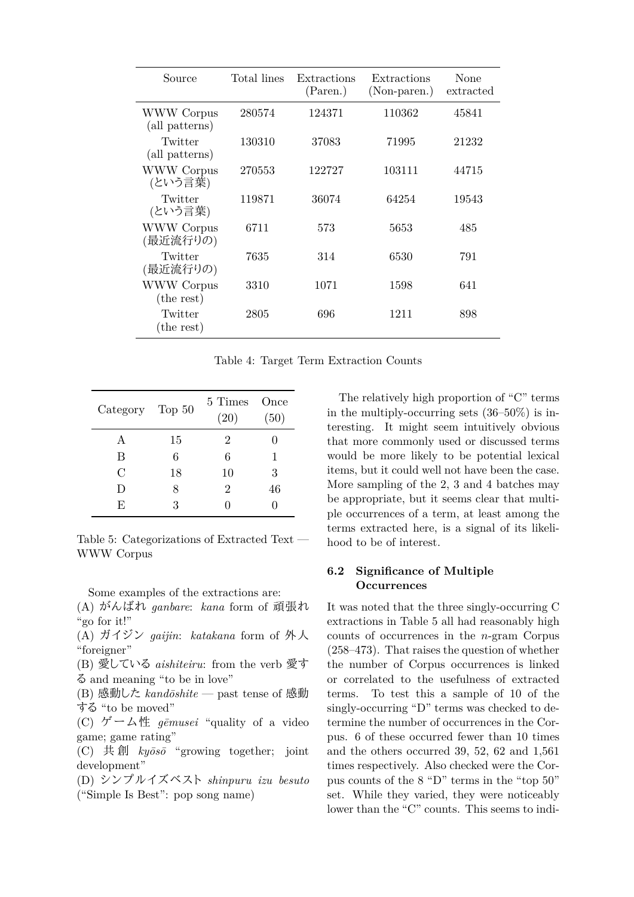| Source | Total lines | Extractions (Paren.) | Extractions (Non-paren.) | None extracted |
|---|---|---|---|---|
| WWW Corpus (all patterns) | 280574 | 124371 | 110362 | 45841 |
| Twitter (all patterns) | 130310 | 37083 | 71995 | 21232 |
| WWW Corpus (という言葉) | 270553 | 122727 | 103111 | 44715 |
| Twitter (という言葉) | 119871 | 36074 | 64254 | 19543 |
| WWW Corpus (最近流行りの) | 6711 | 573 | 5653 | 485 |
| Twitter (最近流行りの) | 7635 | 314 | 6530 | 791 |
| WWW Corpus (the rest) | 3310 | 1071 | 1598 | 641 |
| Twitter (the rest) | 2805 | 696 | 1211 | 898 |

Table 4: Target Term Extraction Counts

| Category | Top 50 | 5 Times (20) | Once (50) |
|---|---|---|---|
| A | 15 | 2 | 0 |
| B | 6 | 6 | 1 |
| C | 18 | 10 | 3 |
| D | 8 | 2 | 46 |
| E | 3 | 0 | 0 |

Table 5: Categorizations of Extracted Text — WWW Corpus

Some examples of the extractions are:
(A) がんばれ *ganbare*: *kana* form of 頑張れ "go for it!"
(A) ガイジン *gaijin*: *katakana* form of 外人 "foreigner"
(B) 愛している *aishiteiru*: from the verb 愛する and meaning "to be in love"
(B) 感動した *kandōshite* — past tense of 感動する "to be moved"
(C) ゲーム性 *gēmusei* "quality of a video game; game rating"
(C) 共創 *kyōsō* "growing together; joint development"
(D) シンプルイズベスト *shinpuru izu besuto* ("Simple Is Best": pop song name)

The relatively high proportion of "C" terms in the multiply-occurring sets (36–50%) is interesting. It might seem intuitively obvious that more commonly used or discussed terms would be more likely to be potential lexical items, but it could well not have been the case. More sampling of the 2, 3 and 4 batches may be appropriate, but it seems clear that multiple occurrences of a term, at least among the terms extracted here, is a signal of its likelihood to be of interest.

### 6.2 Significance of Multiple Occurrences

It was noted that the three singly-occurring C extractions in Table 5 all had reasonably high counts of occurrences in the *n*-gram Corpus (258–473). That raises the question of whether the number of Corpus occurrences is linked or correlated to the usefulness of extracted terms. To test this a sample of 10 of the singly-occurring "D" terms was checked to determine the number of occurrences in the Corpus. 6 of these occurred fewer than 10 times and the others occurred 39, 52, 62 and 1,561 times respectively. Also checked were the Corpus counts of the 8 "D" terms in the "top 50" set. While they varied, they were noticeably lower than the "C" counts. This seems to indi-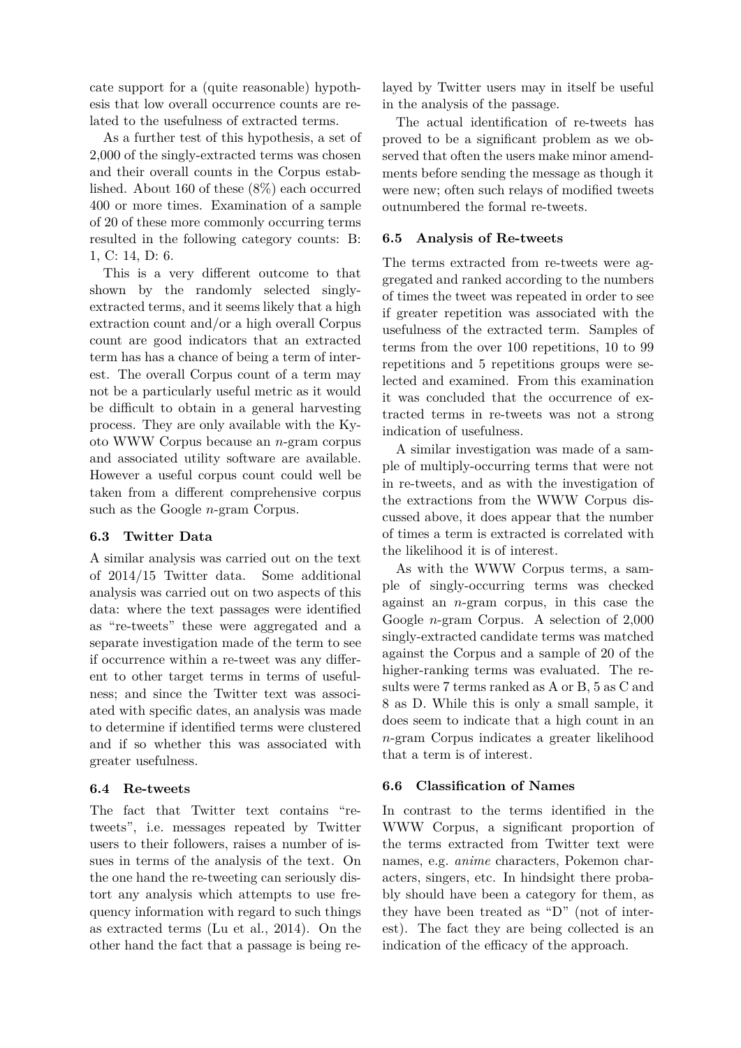cate support for a (quite reasonable) hypothesis that low overall occurrence counts are related to the usefulness of extracted terms.

As a further test of this hypothesis, a set of 2,000 of the singly-extracted terms was chosen and their overall counts in the Corpus established. About 160 of these (8%) each occurred 400 or more times. Examination of a sample of 20 of these more commonly occurring terms resulted in the following category counts: B: 1, C: 14, D: 6.

This is a very different outcome to that shown by the randomly selected singly-extracted terms, and it seems likely that a high extraction count and/or a high overall Corpus count are good indicators that an extracted term has has a chance of being a term of interest. The overall Corpus count of a term may not be a particularly useful metric as it would be difficult to obtain in a general harvesting process. They are only available with the Kyoto WWW Corpus because an *n*-gram corpus and associated utility software are available. However a useful corpus count could well be taken from a different comprehensive corpus such as the Google *n*-gram Corpus.

### 6.3 Twitter Data

A similar analysis was carried out on the text of 2014/15 Twitter data. Some additional analysis was carried out on two aspects of this data: where the text passages were identified as "re-tweets" these were aggregated and a separate investigation made of the term to see if occurrence within a re-tweet was any different to other target terms in terms of usefulness; and since the Twitter text was associated with specific dates, an analysis was made to determine if identified terms were clustered and if so whether this was associated with greater usefulness.

### 6.4 Re-tweets

The fact that Twitter text contains "re-tweets", i.e. messages repeated by Twitter users to their followers, raises a number of issues in terms of the analysis of the text. On the one hand the re-tweeting can seriously distort any analysis which attempts to use frequency information with regard to such things as extracted terms (Lu et al., 2014). On the other hand the fact that a passage is being relayed by Twitter users may in itself be useful in the analysis of the passage.

The actual identification of re-tweets has proved to be a significant problem as we observed that often the users make minor amendments before sending the message as though it were new; often such relays of modified tweets outnumbered the formal re-tweets.

### 6.5 Analysis of Re-tweets

The terms extracted from re-tweets were aggregated and ranked according to the numbers of times the tweet was repeated in order to see if greater repetition was associated with the usefulness of the extracted term. Samples of terms from the over 100 repetitions, 10 to 99 repetitions and 5 repetitions groups were selected and examined. From this examination it was concluded that the occurrence of extracted terms in re-tweets was not a strong indication of usefulness.

A similar investigation was made of a sample of multiply-occurring terms that were not in re-tweets, and as with the investigation of the extractions from the WWW Corpus discussed above, it does appear that the number of times a term is extracted is correlated with the likelihood it is of interest.

As with the WWW Corpus terms, a sample of singly-occurring terms was checked against an *n*-gram corpus, in this case the Google *n*-gram Corpus. A selection of 2,000 singly-extracted candidate terms was matched against the Corpus and a sample of 20 of the higher-ranking terms was evaluated. The results were 7 terms ranked as A or B, 5 as C and 8 as D. While this is only a small sample, it does seem to indicate that a high count in an *n*-gram Corpus indicates a greater likelihood that a term is of interest.

### 6.6 Classification of Names

In contrast to the terms identified in the WWW Corpus, a significant proportion of the terms extracted from Twitter text were names, e.g. *anime* characters, Pokemon characters, singers, etc. In hindsight there probably should have been a category for them, as they have been treated as "D" (not of interest). The fact they are being collected is an indication of the efficacy of the approach.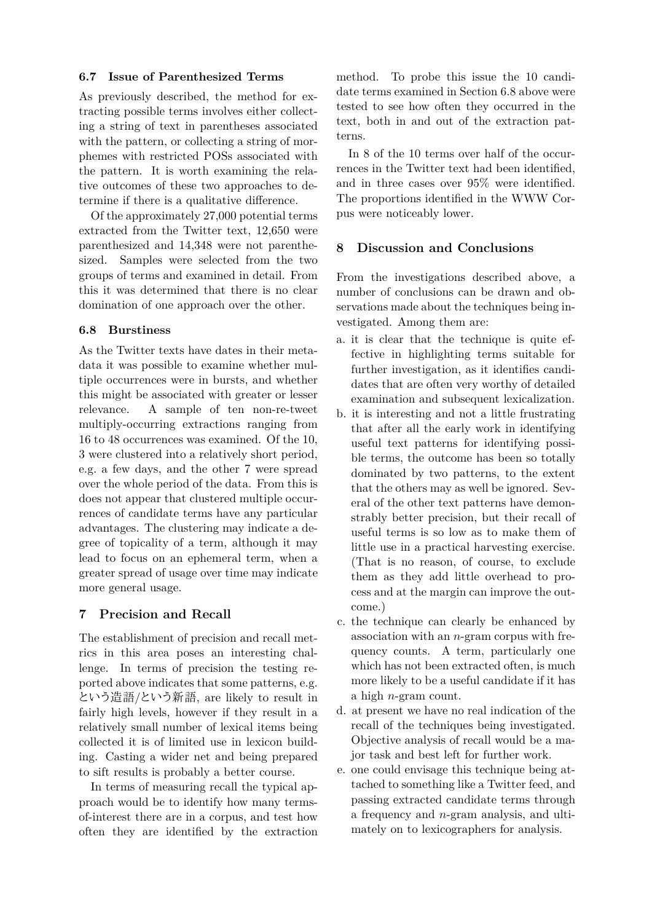### 6.7 Issue of Parenthesized Terms

As previously described, the method for extracting possible terms involves either collecting a string of text in parentheses associated with the pattern, or collecting a string of morphemes with restricted POSs associated with the pattern. It is worth examining the relative outcomes of these two approaches to determine if there is a qualitative difference.

Of the approximately 27,000 potential terms extracted from the Twitter text, 12,650 were parenthesized and 14,348 were not parenthesized. Samples were selected from the two groups of terms and examined in detail. From this it was determined that there is no clear domination of one approach over the other.

### 6.8 Burstiness

As the Twitter texts have dates in their metadata it was possible to examine whether multiple occurrences were in bursts, and whether this might be associated with greater or lesser relevance. A sample of ten non-re-tweet multiply-occurring extractions ranging from 16 to 48 occurrences was examined. Of the 10, 3 were clustered into a relatively short period, e.g. a few days, and the other 7 were spread over the whole period of the data. From this is does not appear that clustered multiple occurrences of candidate terms have any particular advantages. The clustering may indicate a degree of topicality of a term, although it may lead to focus on an ephemeral term, when a greater spread of usage over time may indicate more general usage.

## 7 Precision and Recall

The establishment of precision and recall metrics in this area poses an interesting challenge. In terms of precision the testing reported above indicates that some patterns, e.g. という造語/という新語, are likely to result in fairly high levels, however if they result in a relatively small number of lexical items being collected it is of limited use in lexicon building. Casting a wider net and being prepared to sift results is probably a better course.

In terms of measuring recall the typical approach would be to identify how many terms-of-interest there are in a corpus, and test how often they are identified by the extraction method. To probe this issue the 10 candidate terms examined in Section 6.8 above were tested to see how often they occurred in the text, both in and out of the extraction patterns.

In 8 of the 10 terms over half of the occurrences in the Twitter text had been identified, and in three cases over 95% were identified. The proportions identified in the WWW Corpus were noticeably lower.

## 8 Discussion and Conclusions

From the investigations described above, a number of conclusions can be drawn and observations made about the techniques being investigated. Among them are:

a. it is clear that the technique is quite effective in highlighting terms suitable for further investigation, as it identifies candidates that are often very worthy of detailed examination and subsequent lexicalization.
b. it is interesting and not a little frustrating that after all the early work in identifying useful text patterns for identifying possible terms, the outcome has been so totally dominated by two patterns, to the extent that the others may as well be ignored. Several of the other text patterns have demonstrably better precision, but their recall of useful terms is so low as to make them of little use in a practical harvesting exercise. (That is no reason, of course, to exclude them as they add little overhead to process and at the margin can improve the outcome.)
c. the technique can clearly be enhanced by association with an $n$-gram corpus with frequency counts. A term, particularly one which has not been extracted often, is much more likely to be a useful candidate if it has a high $n$-gram count.
d. at present we have no real indication of the recall of the techniques being investigated. Objective analysis of recall would be a major task and best left for further work.
e. one could envisage this technique being attached to something like a Twitter feed, and passing extracted candidate terms through a frequency and $n$-gram analysis, and ultimately on to lexicographers for analysis.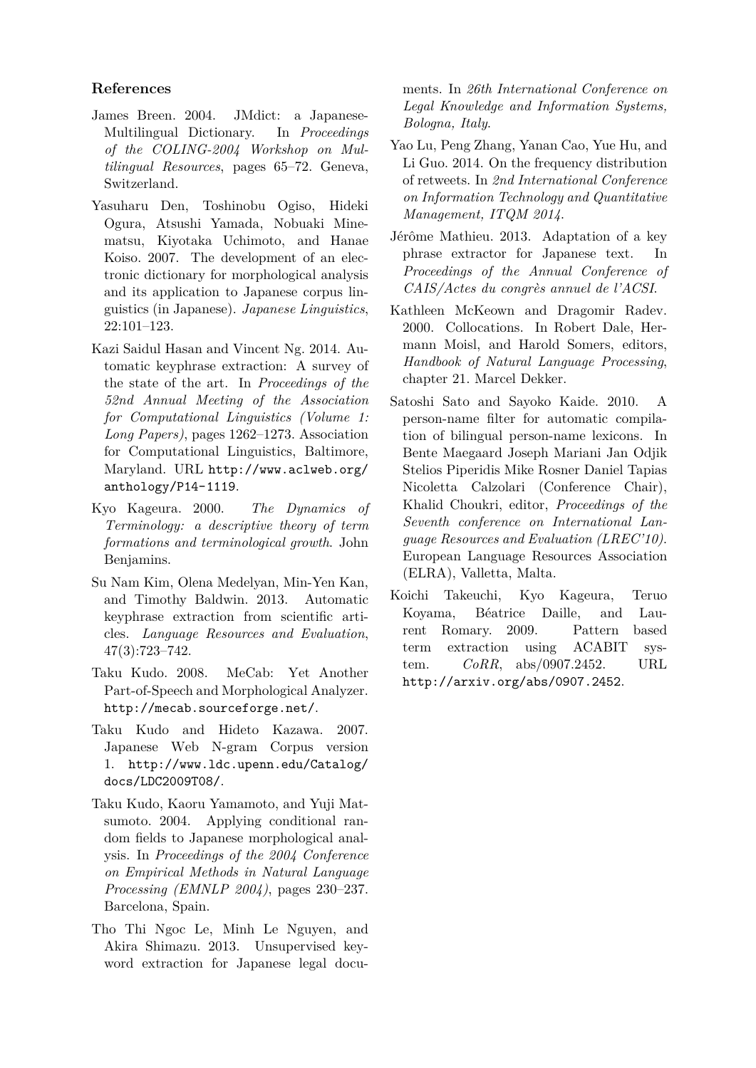## References

James Breen. 2004. JMdict: a Japanese-Multilingual Dictionary. In *Proceedings of the COLING-2004 Workshop on Multilingual Resources*, pages 65–72. Geneva, Switzerland.

Yasuharu Den, Toshinobu Ogiso, Hideki Ogura, Atsushi Yamada, Nobuaki Minematsu, Kiyotaka Uchimoto, and Hanae Koiso. 2007. The development of an electronic dictionary for morphological analysis and its application to Japanese corpus linguistics (in Japanese). *Japanese Linguistics*, 22:101–123.

Kazi Saidul Hasan and Vincent Ng. 2014. Automatic keyphrase extraction: A survey of the state of the art. In *Proceedings of the 52nd Annual Meeting of the Association for Computational Linguistics (Volume 1: Long Papers)*, pages 1262–1273. Association for Computational Linguistics, Baltimore, Maryland. URL http://www.aclweb.org/anthology/P14-1119.

Kyo Kageura. 2000. *The Dynamics of Terminology: a descriptive theory of term formations and terminological growth*. John Benjamins.

Su Nam Kim, Olena Medelyan, Min-Yen Kan, and Timothy Baldwin. 2013. Automatic keyphrase extraction from scientific articles. *Language Resources and Evaluation*, 47(3):723–742.

Taku Kudo. 2008. MeCab: Yet Another Part-of-Speech and Morphological Analyzer. http://mecab.sourceforge.net/.

Taku Kudo and Hideto Kazawa. 2007. Japanese Web N-gram Corpus version 1. http://www.ldc.upenn.edu/Catalog/docs/LDC2009T08/.

Taku Kudo, Kaoru Yamamoto, and Yuji Matsumoto. 2004. Applying conditional random fields to Japanese morphological analysis. In *Proceedings of the 2004 Conference on Empirical Methods in Natural Language Processing (EMNLP 2004)*, pages 230–237. Barcelona, Spain.

Tho Thi Ngoc Le, Minh Le Nguyen, and Akira Shimazu. 2013. Unsupervised keyword extraction for Japanese legal documents. In *26th International Conference on Legal Knowledge and Information Systems, Bologna, Italy*.

Yao Lu, Peng Zhang, Yanan Cao, Yue Hu, and Li Guo. 2014. On the frequency distribution of retweets. In *2nd International Conference on Information Technology and Quantitative Management, ITQM 2014*.

Jérôme Mathieu. 2013. Adaptation of a key phrase extractor for Japanese text. In *Proceedings of the Annual Conference of CAIS/Actes du congrès annuel de l'ACSI*.

Kathleen McKeown and Dragomir Radev. 2000. Collocations. In Robert Dale, Hermann Moisl, and Harold Somers, editors, *Handbook of Natural Language Processing*, chapter 21. Marcel Dekker.

Satoshi Sato and Sayoko Kaide. 2010. A person-name filter for automatic compilation of bilingual person-name lexicons. In Bente Maegaard Joseph Mariani Jan Odjik Stelios Piperidis Mike Rosner Daniel Tapias Nicoletta Calzolari (Conference Chair), Khalid Choukri, editor, *Proceedings of the Seventh conference on International Language Resources and Evaluation (LREC'10)*. European Language Resources Association (ELRA), Valletta, Malta.

Koichi Takeuchi, Kyo Kageura, Teruo Koyama, Béatrice Daille, and Laurent Romary. 2009. Pattern based term extraction using ACABIT system. *CoRR*, abs/0907.2452. URL http://arxiv.org/abs/0907.2452.